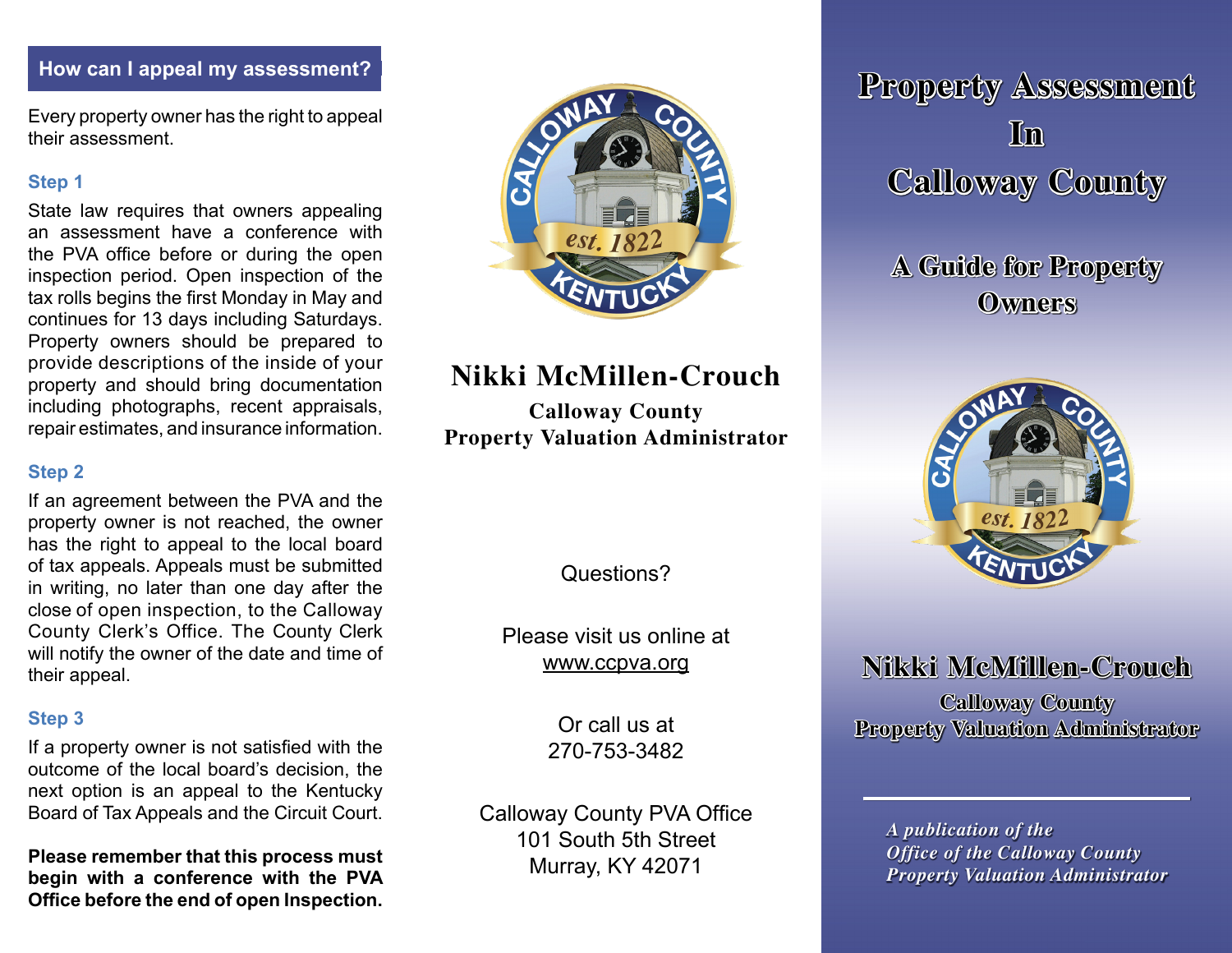## How can I appeal my assessment?

Every property owner has the right to appeal their assessment.

### Step 1

State law requires that owners appealing an assessment have a conference with the PVA office before or during the open inspection period. Open inspection of the tax rolls begins the first Monday in May and continues for 13 days including Saturdays. Property owners should be prepared to provide descriptions of the inside of your property and should bring documentation including photographs, recent appraisals, repair estimates, and insurance information.

### Step 2

If an agreement between the PVA and the property owner is not reached, the owner has the right to appeal to the local board of tax appeals. Appeals must be submitted in writing, no later than one day after the close of open inspection, to the Calloway County Clerk's Office. The County Clerk will notify the owner of the date and time of their appeal.

### Step 3

If a property owner is not satisfied with the outcome of the local board's decision, the next option is an appeal to the Kentucky Board of Tax Appeals and the Circuit Court.

**Please remember that this process must begin with a conference with the PVA Office before the end of open Inspection.**

CALLOWAY COUNTY
est. 1822
KENTUCKY

## Nikki McMillen-Crouch

**Calloway County**
**Property Valuation Administrator**

Questions?

Please visit us online at
www.ccpva.org

Or call us at
270-753-3482

Calloway County PVA Office
101 South 5th Street
Murray, KY 42071

# Property Assessment In Calloway County

## A Guide for Property Owners

CALLOWAY COUNTY
est. 1822
KENTUCKY

## Nikki McMillen-Crouch

**Calloway County**
**Property Valuation Administrator**

---

*A publication of the*
*Office of the Calloway County*
*Property Valuation Administrator*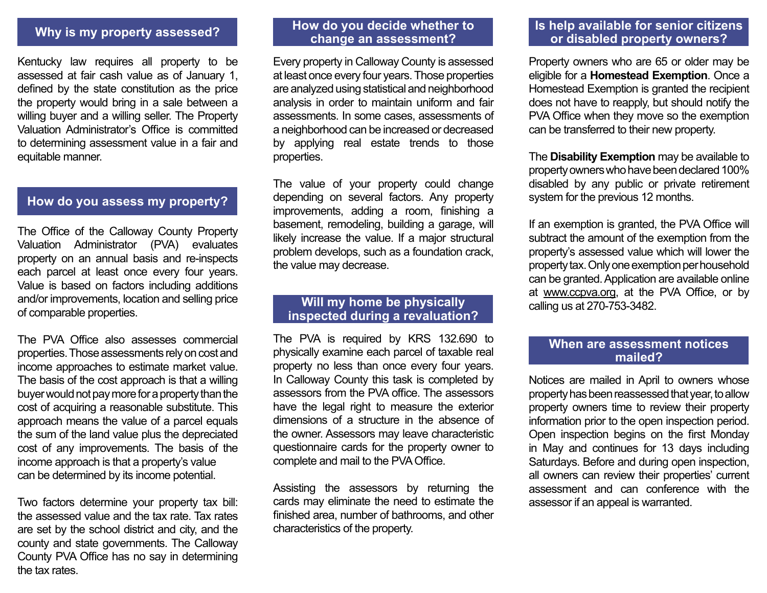## Why is my property assessed?

Kentucky law requires all property to be assessed at fair cash value as of January 1, defined by the state constitution as the price the property would bring in a sale between a willing buyer and a willing seller. The Property Valuation Administrator's Office is committed to determining assessment value in a fair and equitable manner.

## How do you assess my property?

The Office of the Calloway County Property Valuation Administrator (PVA) evaluates property on an annual basis and re-inspects each parcel at least once every four years. Value is based on factors including additions and/or improvements, location and selling price of comparable properties.

The PVA Office also assesses commercial properties. Those assessments rely on cost and income approaches to estimate market value. The basis of the cost approach is that a willing buyer would not pay more for a property than the cost of acquiring a reasonable substitute. This approach means the value of a parcel equals the sum of the land value plus the depreciated cost of any improvements. The basis of the income approach is that a property's value can be determined by its income potential.

Two factors determine your property tax bill: the assessed value and the tax rate. Tax rates are set by the school district and city, and the county and state governments. The Calloway County PVA Office has no say in determining the tax rates.

## How do you decide whether to change an assessment?

Every property in Calloway County is assessed at least once every four years. Those properties are analyzed using statistical and neighborhood analysis in order to maintain uniform and fair assessments. In some cases, assessments of a neighborhood can be increased or decreased by applying real estate trends to those properties.

The value of your property could change depending on several factors. Any property improvements, adding a room, finishing a basement, remodeling, building a garage, will likely increase the value. If a major structural problem develops, such as a foundation crack, the value may decrease.

## Will my home be physically inspected during a revaluation?

The PVA is required by KRS 132.690 to physically examine each parcel of taxable real property no less than once every four years. In Calloway County this task is completed by assessors from the PVA office. The assessors have the legal right to measure the exterior dimensions of a structure in the absence of the owner. Assessors may leave characteristic questionnaire cards for the property owner to complete and mail to the PVA Office.

Assisting the assessors by returning the cards may eliminate the need to estimate the finished area, number of bathrooms, and other characteristics of the property.

## Is help available for senior citizens or disabled property owners?

Property owners who are 65 or older may be eligible for a **Homestead Exemption**. Once a Homestead Exemption is granted the recipient does not have to reapply, but should notify the PVA Office when they move so the exemption can be transferred to their new property.

The **Disability Exemption** may be available to property owners who have been declared 100% disabled by any public or private retirement system for the previous 12 months.

If an exemption is granted, the PVA Office will subtract the amount of the exemption from the property's assessed value which will lower the property tax. Only one exemption per household can be granted. Application are available online at www.ccpva.org, at the PVA Office, or by calling us at 270-753-3482.

## When are assessment notices mailed?

Notices are mailed in April to owners whose property has been reassessed that year, to allow property owners time to review their property information prior to the open inspection period. Open inspection begins on the first Monday in May and continues for 13 days including Saturdays. Before and during open inspection, all owners can review their properties' current assessment and can conference with the assessor if an appeal is warranted.